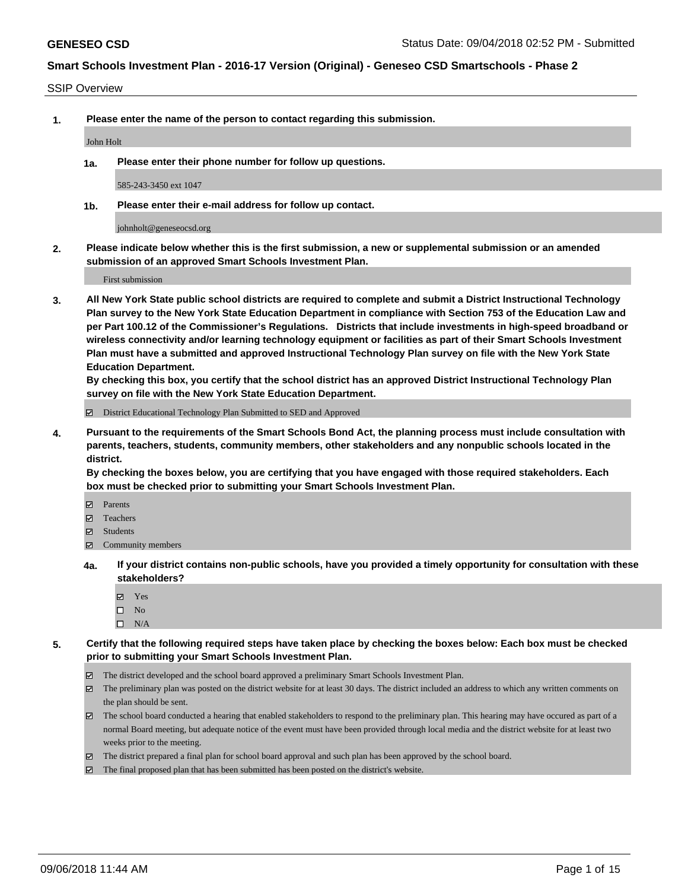**GENESEO CSD** Status Date: 09/04/2018 02:52 PM - Submitted

**Smart Schools Investment Plan - 2016-17 Version (Original) - Geneseo CSD Smartschools - Phase 2**

SSIP Overview

**1. Please enter the name of the person to contact regarding this submission.**

John Holt

**1a. Please enter their phone number for follow up questions.**

585-243-3450 ext 1047

**1b. Please enter their e-mail address for follow up contact.**

johnholt@geneseocsd.org

**2. Please indicate below whether this is the first submission, a new or supplemental submission or an amended submission of an approved Smart Schools Investment Plan.**

First submission

**3. All New York State public school districts are required to complete and submit a District Instructional Technology Plan survey to the New York State Education Department in compliance with Section 753 of the Education Law and per Part 100.12 of the Commissioner's Regulations. Districts that include investments in high-speed broadband or wireless connectivity and/or learning technology equipment or facilities as part of their Smart Schools Investment Plan must have a submitted and approved Instructional Technology Plan survey on file with the New York State Education Department.**
**By checking this box, you certify that the school district has an approved District Instructional Technology Plan survey on file with the New York State Education Department.**

- ☑ District Educational Technology Plan Submitted to SED and Approved

**4. Pursuant to the requirements of the Smart Schools Bond Act, the planning process must include consultation with parents, teachers, students, community members, other stakeholders and any nonpublic schools located in the district.**
**By checking the boxes below, you are certifying that you have engaged with those required stakeholders. Each box must be checked prior to submitting your Smart Schools Investment Plan.**

- ☑ Parents
- ☑ Teachers
- ☑ Students
- ☑ Community members

**4a. If your district contains non-public schools, have you provided a timely opportunity for consultation with these stakeholders?**

- ☑ Yes
- ☐ No
- ☐ N/A

**5. Certify that the following required steps have taken place by checking the boxes below: Each box must be checked prior to submitting your Smart Schools Investment Plan.**

- ☑ The district developed and the school board approved a preliminary Smart Schools Investment Plan.
- ☑ The preliminary plan was posted on the district website for at least 30 days. The district included an address to which any written comments on the plan should be sent.
- ☑ The school board conducted a hearing that enabled stakeholders to respond to the preliminary plan. This hearing may have occured as part of a normal Board meeting, but adequate notice of the event must have been provided through local media and the district website for at least two weeks prior to the meeting.
- ☑ The district prepared a final plan for school board approval and such plan has been approved by the school board.
- ☑ The final proposed plan that has been submitted has been posted on the district's website.

09/06/2018 11:44 AM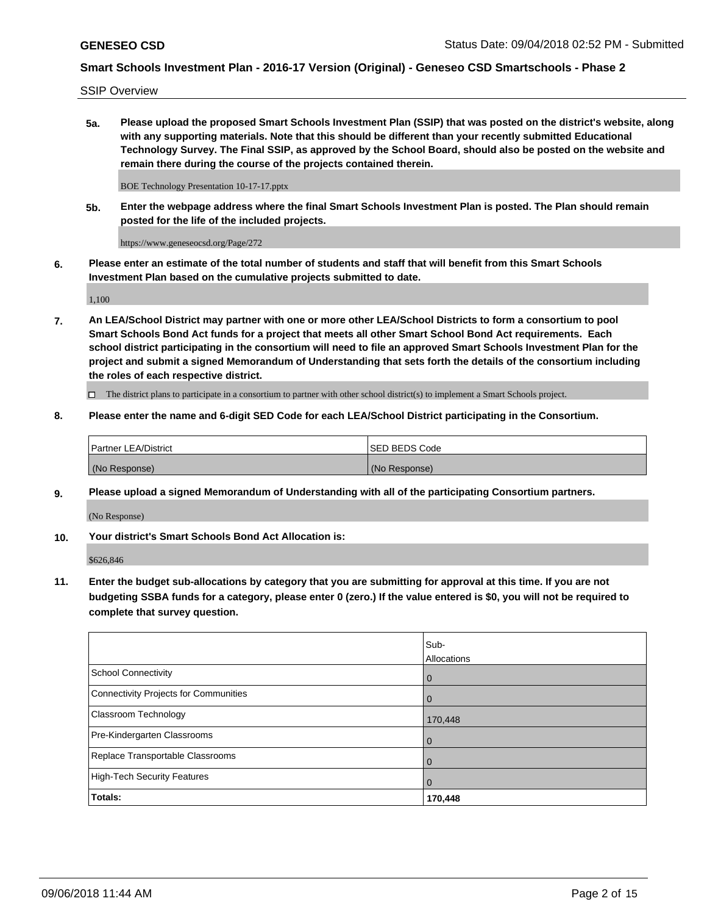SSIP Overview

**5a. Please upload the proposed Smart Schools Investment Plan (SSIP) that was posted on the district's website, along with any supporting materials. Note that this should be different than your recently submitted Educational Technology Survey. The Final SSIP, as approved by the School Board, should also be posted on the website and remain there during the course of the projects contained therein.**

BOE Technology Presentation 10-17-17.pptx

**5b. Enter the webpage address where the final Smart Schools Investment Plan is posted. The Plan should remain posted for the life of the included projects.**

https://www.geneseocsd.org/Page/272

**6. Please enter an estimate of the total number of students and staff that will benefit from this Smart Schools Investment Plan based on the cumulative projects submitted to date.**

1,100

**7. An LEA/School District may partner with one or more other LEA/School Districts to form a consortium to pool Smart Schools Bond Act funds for a project that meets all other Smart School Bond Act requirements. Each school district participating in the consortium will need to file an approved Smart Schools Investment Plan for the project and submit a signed Memorandum of Understanding that sets forth the details of the consortium including the roles of each respective district.**

☐ The district plans to participate in a consortium to partner with other school district(s) to implement a Smart Schools project.

**8. Please enter the name and 6-digit SED Code for each LEA/School District participating in the Consortium.**

| Partner LEA/District | SED BEDS Code |
|---|---|
| (No Response) | (No Response) |

**9. Please upload a signed Memorandum of Understanding with all of the participating Consortium partners.**

(No Response)

**10. Your district's Smart Schools Bond Act Allocation is:**

$626,846

**11. Enter the budget sub-allocations by category that you are submitting for approval at this time. If you are not budgeting SSBA funds for a category, please enter 0 (zero.) If the value entered is $0, you will not be required to complete that survey question.**

| | Sub-Allocations |
|---|---|
| School Connectivity | 0 |
| Connectivity Projects for Communities | 0 |
| Classroom Technology | 170,448 |
| Pre-Kindergarten Classrooms | 0 |
| Replace Transportable Classrooms | 0 |
| High-Tech Security Features | 0 |
| **Totals:** | **170,448** |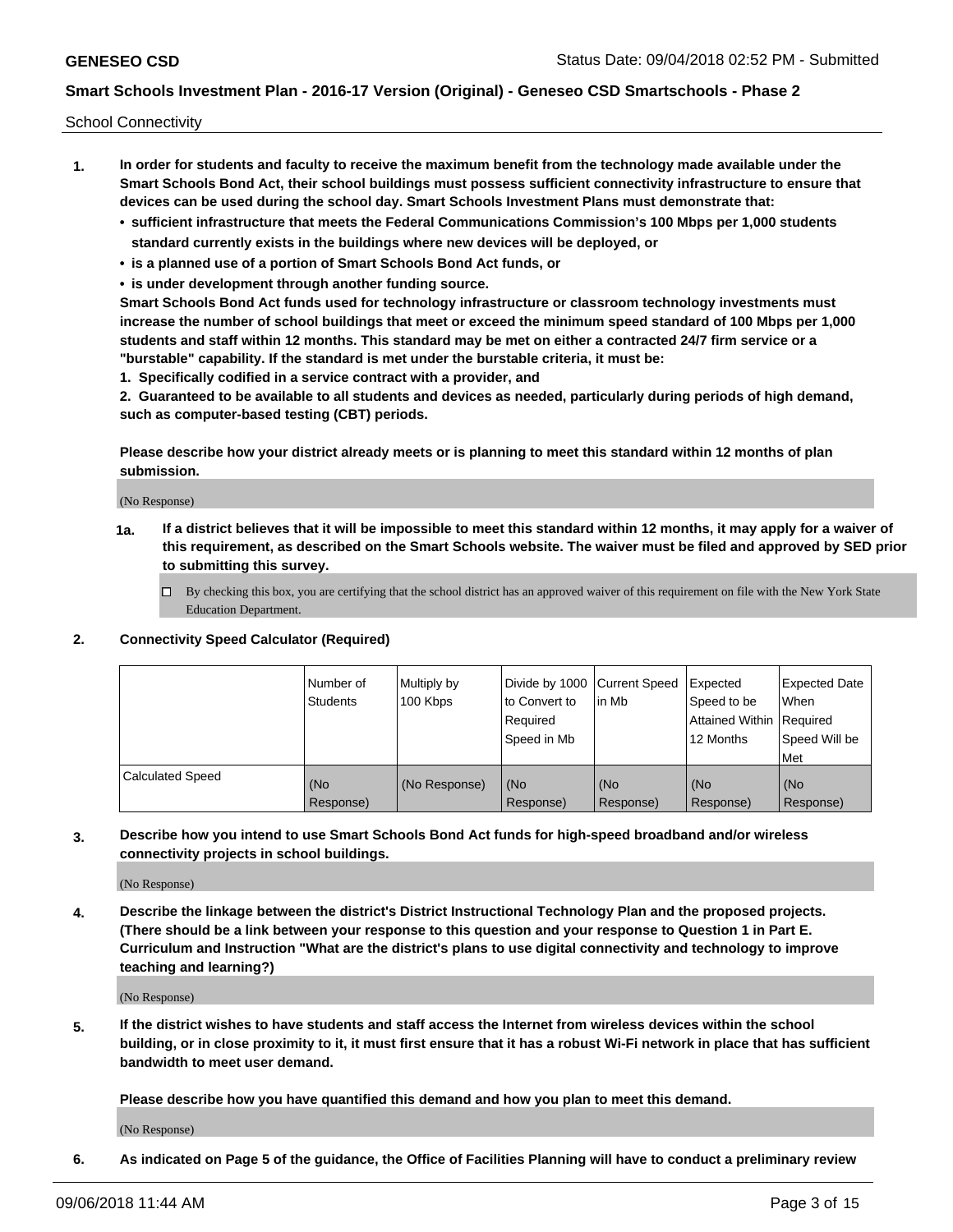School Connectivity

1. **In order for students and faculty to receive the maximum benefit from the technology made available under the Smart Schools Bond Act, their school buildings must possess sufficient connectivity infrastructure to ensure that devices can be used during the school day. Smart Schools Investment Plans must demonstrate that:**
   - **sufficient infrastructure that meets the Federal Communications Commission's 100 Mbps per 1,000 students standard currently exists in the buildings where new devices will be deployed, or**
   - **is a planned use of a portion of Smart Schools Bond Act funds, or**
   - **is under development through another funding source.**

   **Smart Schools Bond Act funds used for technology infrastructure or classroom technology investments must increase the number of school buildings that meet or exceed the minimum speed standard of 100 Mbps per 1,000 students and staff within 12 months. This standard may be met on either a contracted 24/7 firm service or a "burstable" capability. If the standard is met under the burstable criteria, it must be:**

   **1. Specifically codified in a service contract with a provider, and**

   **2. Guaranteed to be available to all students and devices as needed, particularly during periods of high demand, such as computer-based testing (CBT) periods.**

   **Please describe how your district already meets or is planning to meet this standard within 12 months of plan submission.**

   (No Response)

   **1a. If a district believes that it will be impossible to meet this standard within 12 months, it may apply for a waiver of this requirement, as described on the Smart Schools website. The waiver must be filed and approved by SED prior to submitting this survey.**

   ☐ By checking this box, you are certifying that the school district has an approved waiver of this requirement on file with the New York State Education Department.

2. **Connectivity Speed Calculator (Required)**

| | Number of Students | Multiply by 100 Kbps | Divide by 1000 to Convert to Required Speed in Mb | Current Speed in Mb | Expected Speed to be Attained Within 12 Months | Expected Date When Required Speed Will be Met |
|---|---|---|---|---|---|---|
| Calculated Speed | (No Response) | (No Response) | (No Response) | (No Response) | (No Response) | (No Response) |

3. **Describe how you intend to use Smart Schools Bond Act funds for high-speed broadband and/or wireless connectivity projects in school buildings.**

   (No Response)

4. **Describe the linkage between the district's District Instructional Technology Plan and the proposed projects. (There should be a link between your response to this question and your response to Question 1 in Part E. Curriculum and Instruction "What are the district's plans to use digital connectivity and technology to improve teaching and learning?)**

   (No Response)

5. **If the district wishes to have students and staff access the Internet from wireless devices within the school building, or in close proximity to it, it must first ensure that it has a robust Wi-Fi network in place that has sufficient bandwidth to meet user demand.**

   **Please describe how you have quantified this demand and how you plan to meet this demand.**

   (No Response)

6. **As indicated on Page 5 of the guidance, the Office of Facilities Planning will have to conduct a preliminary review**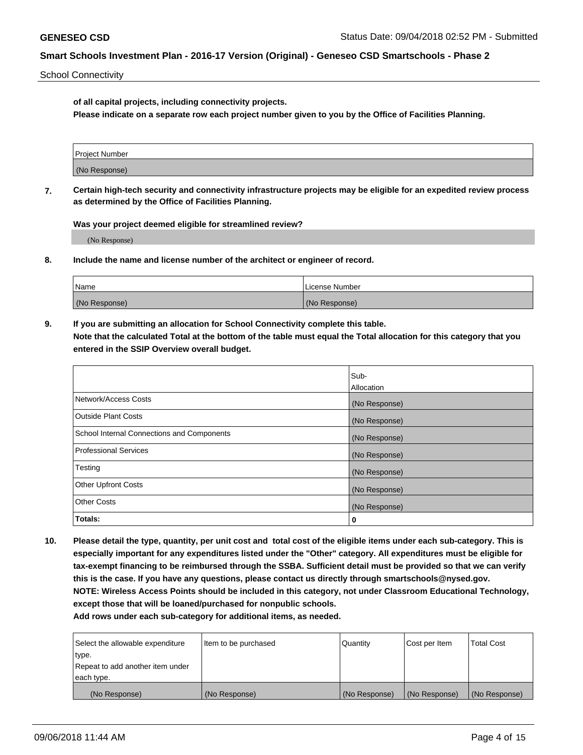School Connectivity

**of all capital projects, including connectivity projects.**
**Please indicate on a separate row each project number given to you by the Office of Facilities Planning.**

| Project Number |
|---|
| (No Response) |

**7. Certain high-tech security and connectivity infrastructure projects may be eligible for an expedited review process as determined by the Office of Facilities Planning.**

**Was your project deemed eligible for streamlined review?**

(No Response)

**8. Include the name and license number of the architect or engineer of record.**

| Name | License Number |
|---|---|
| (No Response) | (No Response) |

**9. If you are submitting an allocation for School Connectivity complete this table.**
**Note that the calculated Total at the bottom of the table must equal the Total allocation for this category that you entered in the SSIP Overview overall budget.**

| | Sub-Allocation |
|---|---|
| Network/Access Costs | (No Response) |
| Outside Plant Costs | (No Response) |
| School Internal Connections and Components | (No Response) |
| Professional Services | (No Response) |
| Testing | (No Response) |
| Other Upfront Costs | (No Response) |
| Other Costs | (No Response) |
| **Totals:** | 0 |

**10. Please detail the type, quantity, per unit cost and total cost of the eligible items under each sub-category. This is especially important for any expenditures listed under the "Other" category. All expenditures must be eligible for tax-exempt financing to be reimbursed through the SSBA. Sufficient detail must be provided so that we can verify this is the case. If you have any questions, please contact us directly through smartschools@nysed.gov.**
**NOTE: Wireless Access Points should be included in this category, not under Classroom Educational Technology, except those that will be loaned/purchased for nonpublic schools.**
**Add rows under each sub-category for additional items, as needed.**

| Select the allowable expenditure type. Repeat to add another item under each type. | Item to be purchased | Quantity | Cost per Item | Total Cost |
|---|---|---|---|---|
| (No Response) | (No Response) | (No Response) | (No Response) | (No Response) |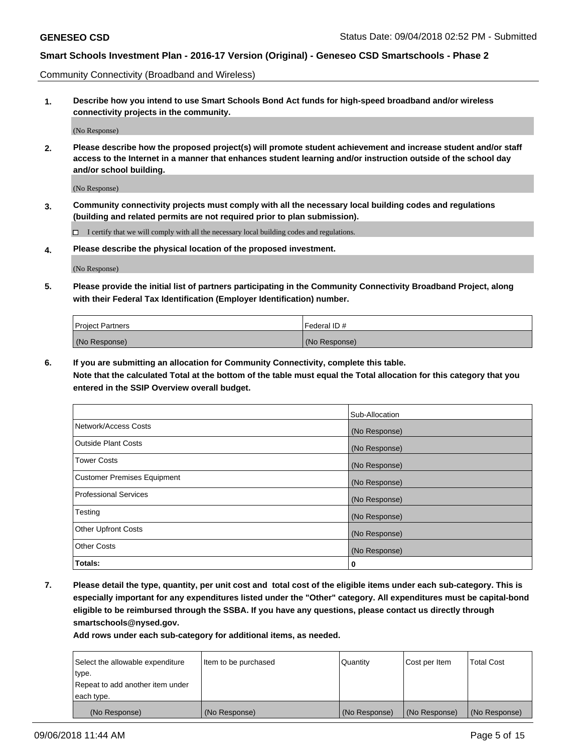Community Connectivity (Broadband and Wireless)

**1. Describe how you intend to use Smart Schools Bond Act funds for high-speed broadband and/or wireless connectivity projects in the community.**

(No Response)

**2. Please describe how the proposed project(s) will promote student achievement and increase student and/or staff access to the Internet in a manner that enhances student learning and/or instruction outside of the school day and/or school building.**

(No Response)

**3. Community connectivity projects must comply with all the necessary local building codes and regulations (building and related permits are not required prior to plan submission).**

☐ I certify that we will comply with all the necessary local building codes and regulations.

**4. Please describe the physical location of the proposed investment.**

(No Response)

**5. Please provide the initial list of partners participating in the Community Connectivity Broadband Project, along with their Federal Tax Identification (Employer Identification) number.**

| Project Partners | Federal ID # |
|---|---|
| (No Response) | (No Response) |

**6. If you are submitting an allocation for Community Connectivity, complete this table. Note that the calculated Total at the bottom of the table must equal the Total allocation for this category that you entered in the SSIP Overview overall budget.**

| | Sub-Allocation |
|---|---|
| Network/Access Costs | (No Response) |
| Outside Plant Costs | (No Response) |
| Tower Costs | (No Response) |
| Customer Premises Equipment | (No Response) |
| Professional Services | (No Response) |
| Testing | (No Response) |
| Other Upfront Costs | (No Response) |
| Other Costs | (No Response) |
| **Totals:** | **0** |

**7. Please detail the type, quantity, per unit cost and total cost of the eligible items under each sub-category. This is especially important for any expenditures listed under the "Other" category. All expenditures must be capital-bond eligible to be reimbursed through the SSBA. If you have any questions, please contact us directly through smartschools@nysed.gov.**

**Add rows under each sub-category for additional items, as needed.**

| Select the allowable expenditure type. Repeat to add another item under each type. | Item to be purchased | Quantity | Cost per Item | Total Cost |
|---|---|---|---|---|
| (No Response) | (No Response) | (No Response) | (No Response) | (No Response) |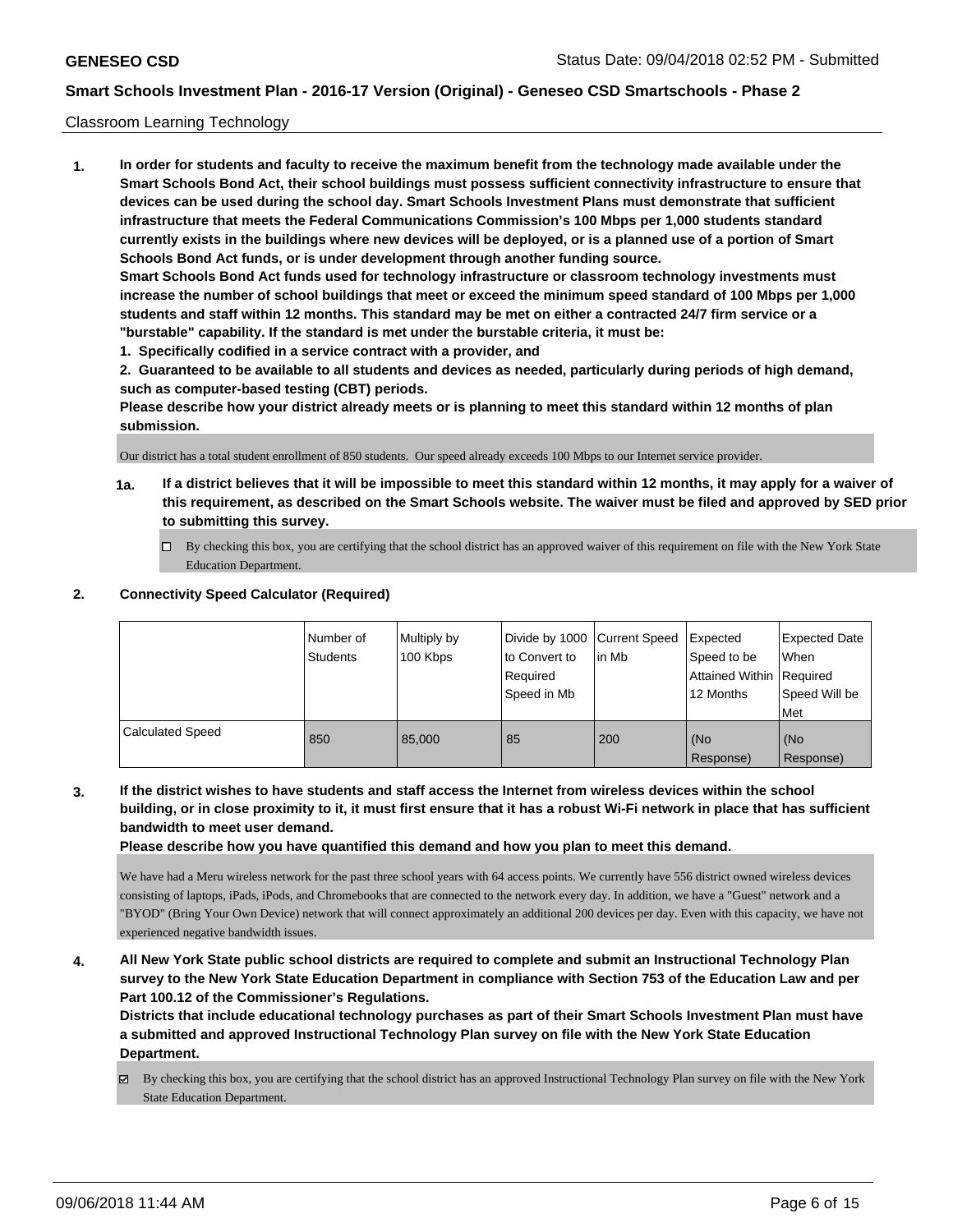Classroom Learning Technology

**1. In order for students and faculty to receive the maximum benefit from the technology made available under the Smart Schools Bond Act, their school buildings must possess sufficient connectivity infrastructure to ensure that devices can be used during the school day. Smart Schools Investment Plans must demonstrate that sufficient infrastructure that meets the Federal Communications Commission's 100 Mbps per 1,000 students standard currently exists in the buildings where new devices will be deployed, or is a planned use of a portion of Smart Schools Bond Act funds, or is under development through another funding source.**

**Smart Schools Bond Act funds used for technology infrastructure or classroom technology investments must increase the number of school buildings that meet or exceed the minimum speed standard of 100 Mbps per 1,000 students and staff within 12 months. This standard may be met on either a contracted 24/7 firm service or a "burstable" capability. If the standard is met under the burstable criteria, it must be:**

**1. Specifically codified in a service contract with a provider, and**

**2. Guaranteed to be available to all students and devices as needed, particularly during periods of high demand, such as computer-based testing (CBT) periods.**

**Please describe how your district already meets or is planning to meet this standard within 12 months of plan submission.**

Our district has a total student enrollment of 850 students. Our speed already exceeds 100 Mbps to our Internet service provider.

**1a. If a district believes that it will be impossible to meet this standard within 12 months, it may apply for a waiver of this requirement, as described on the Smart Schools website. The waiver must be filed and approved by SED prior to submitting this survey.**

☐ By checking this box, you are certifying that the school district has an approved waiver of this requirement on file with the New York State Education Department.

**2. Connectivity Speed Calculator (Required)**

| | Number of Students | Multiply by 100 Kbps | Divide by 1000 to Convert to Required Speed in Mb | Current Speed in Mb | Expected Speed to be Attained Within 12 Months | Expected Date When Required Speed Will be Met |
|---|---|---|---|---|---|---|
| Calculated Speed | 850 | 85,000 | 85 | 200 | (No Response) | (No Response) |

**3. If the district wishes to have students and staff access the Internet from wireless devices within the school building, or in close proximity to it, it must first ensure that it has a robust Wi-Fi network in place that has sufficient bandwidth to meet user demand.**

**Please describe how you have quantified this demand and how you plan to meet this demand.**

We have had a Meru wireless network for the past three school years with 64 access points. We currently have 556 district owned wireless devices consisting of laptops, iPads, iPods, and Chromebooks that are connected to the network every day. In addition, we have a "Guest" network and a "BYOD" (Bring Your Own Device) network that will connect approximately an additional 200 devices per day. Even with this capacity, we have not experienced negative bandwidth issues.

**4. All New York State public school districts are required to complete and submit an Instructional Technology Plan survey to the New York State Education Department in compliance with Section 753 of the Education Law and per Part 100.12 of the Commissioner's Regulations.**

**Districts that include educational technology purchases as part of their Smart Schools Investment Plan must have a submitted and approved Instructional Technology Plan survey on file with the New York State Education Department.**

☑ By checking this box, you are certifying that the school district has an approved Instructional Technology Plan survey on file with the New York State Education Department.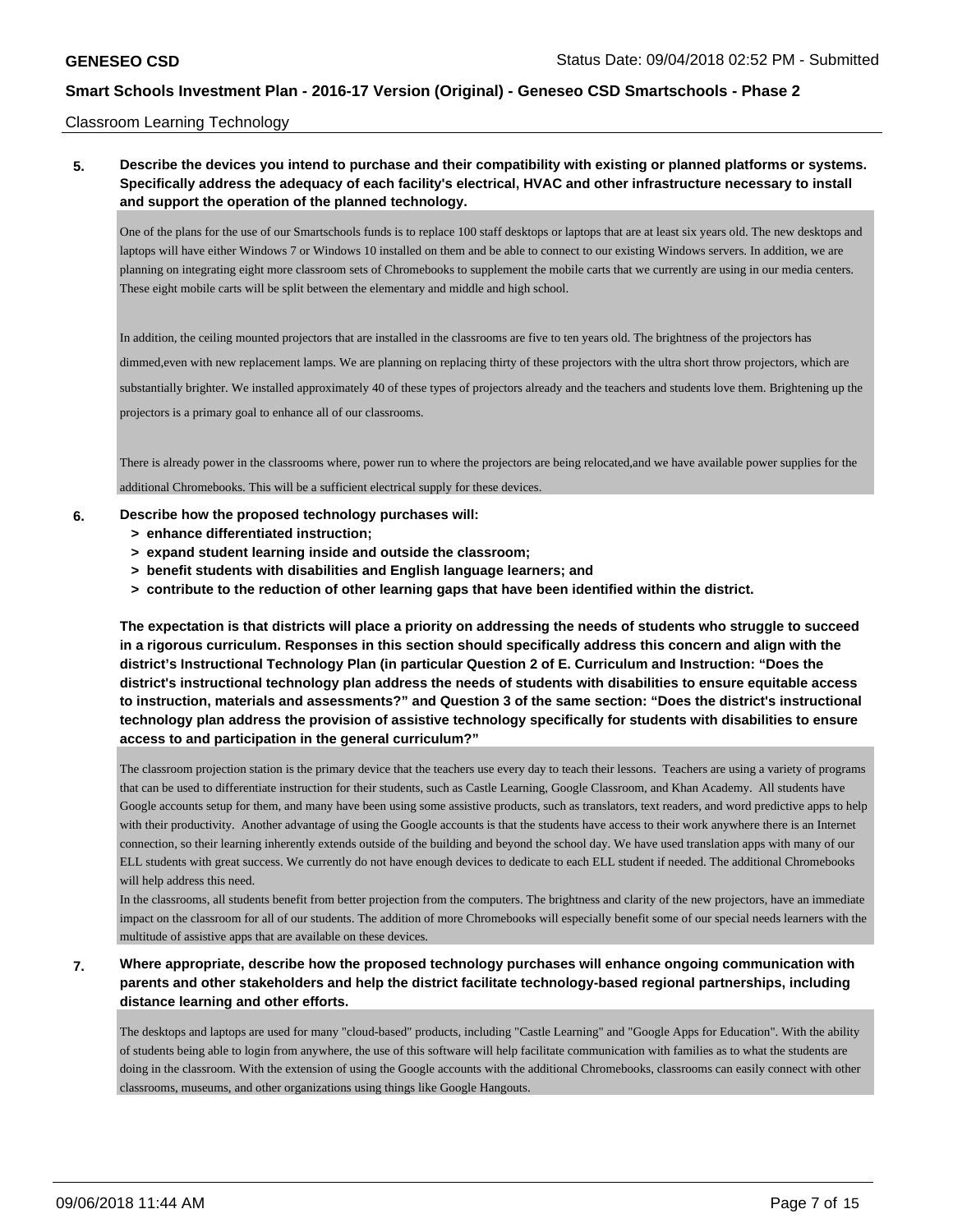Classroom Learning Technology

**5. Describe the devices you intend to purchase and their compatibility with existing or planned platforms or systems. Specifically address the adequacy of each facility's electrical, HVAC and other infrastructure necessary to install and support the operation of the planned technology.**

One of the plans for the use of our Smartschools funds is to replace 100 staff desktops or laptops that are at least six years old. The new desktops and laptops will have either Windows 7 or Windows 10 installed on them and be able to connect to our existing Windows servers. In addition, we are planning on integrating eight more classroom sets of Chromebooks to supplement the mobile carts that we currently are using in our media centers. These eight mobile carts will be split between the elementary and middle and high school.

In addition, the ceiling mounted projectors that are installed in the classrooms are five to ten years old. The brightness of the projectors has dimmed,even with new replacement lamps. We are planning on replacing thirty of these projectors with the ultra short throw projectors, which are substantially brighter. We installed approximately 40 of these types of projectors already and the teachers and students love them. Brightening up the projectors is a primary goal to enhance all of our classrooms.

There is already power in the classrooms where, power run to where the projectors are being relocated,and we have available power supplies for the additional Chromebooks. This will be a sufficient electrical supply for these devices.

**6. Describe how the proposed technology purchases will:**
- **> enhance differentiated instruction;**
- **> expand student learning inside and outside the classroom;**
- **> benefit students with disabilities and English language learners; and**
- **> contribute to the reduction of other learning gaps that have been identified within the district.**

**The expectation is that districts will place a priority on addressing the needs of students who struggle to succeed in a rigorous curriculum. Responses in this section should specifically address this concern and align with the district's Instructional Technology Plan (in particular Question 2 of E. Curriculum and Instruction: "Does the district's instructional technology plan address the needs of students with disabilities to ensure equitable access to instruction, materials and assessments?" and Question 3 of the same section: "Does the district's instructional technology plan address the provision of assistive technology specifically for students with disabilities to ensure access to and participation in the general curriculum?"**

The classroom projection station is the primary device that the teachers use every day to teach their lessons. Teachers are using a variety of programs that can be used to differentiate instruction for their students, such as Castle Learning, Google Classroom, and Khan Academy. All students have Google accounts setup for them, and many have been using some assistive products, such as translators, text readers, and word predictive apps to help with their productivity. Another advantage of using the Google accounts is that the students have access to their work anywhere there is an Internet connection, so their learning inherently extends outside of the building and beyond the school day. We have used translation apps with many of our ELL students with great success. We currently do not have enough devices to dedicate to each ELL student if needed. The additional Chromebooks will help address this need.
In the classrooms, all students benefit from better projection from the computers. The brightness and clarity of the new projectors, have an immediate impact on the classroom for all of our students. The addition of more Chromebooks will especially benefit some of our special needs learners with the multitude of assistive apps that are available on these devices.

**7. Where appropriate, describe how the proposed technology purchases will enhance ongoing communication with parents and other stakeholders and help the district facilitate technology-based regional partnerships, including distance learning and other efforts.**

The desktops and laptops are used for many "cloud-based" products, including "Castle Learning" and "Google Apps for Education". With the ability of students being able to login from anywhere, the use of this software will help facilitate communication with families as to what the students are doing in the classroom. With the extension of using the Google accounts with the additional Chromebooks, classrooms can easily connect with other classrooms, museums, and other organizations using things like Google Hangouts.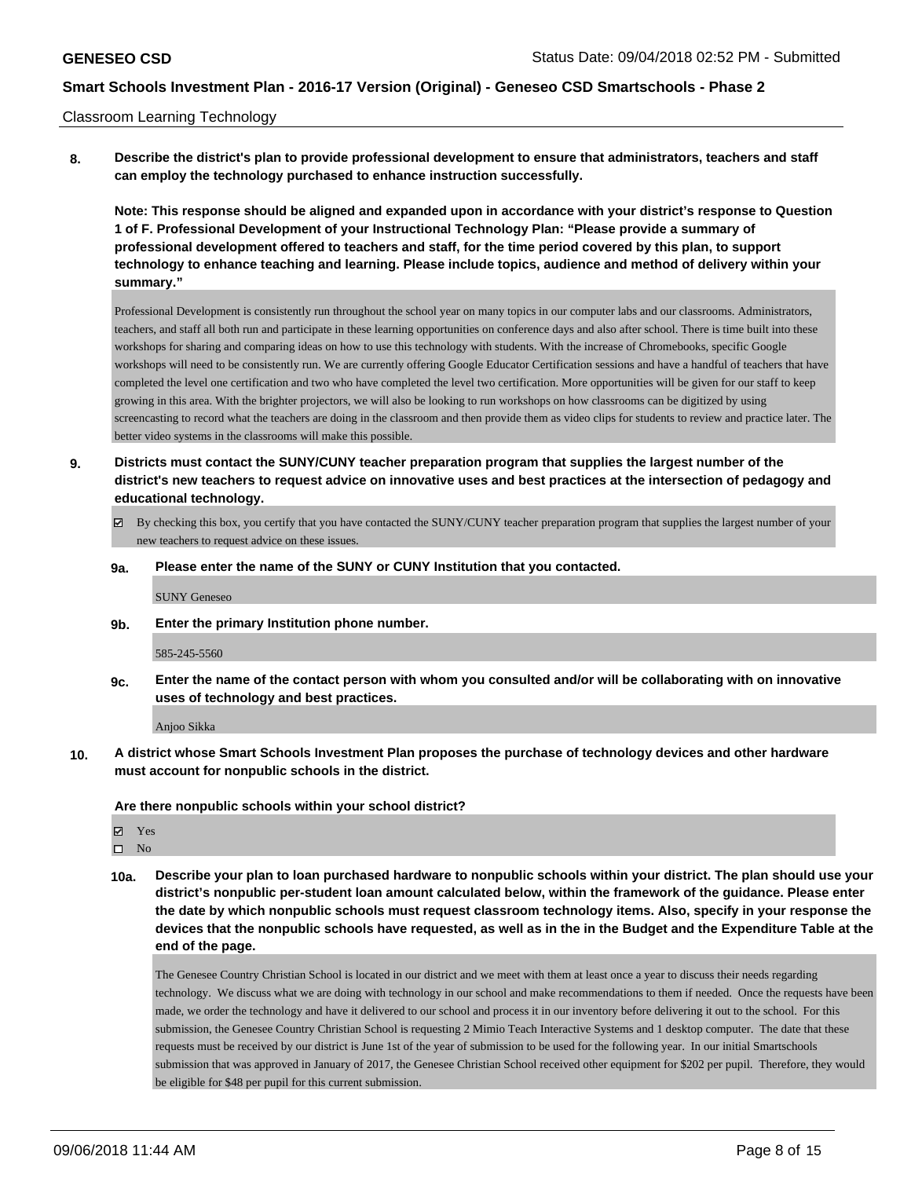Classroom Learning Technology

**8. Describe the district's plan to provide professional development to ensure that administrators, teachers and staff can employ the technology purchased to enhance instruction successfully.**

**Note: This response should be aligned and expanded upon in accordance with your district's response to Question 1 of F. Professional Development of your Instructional Technology Plan: "Please provide a summary of professional development offered to teachers and staff, for the time period covered by this plan, to support technology to enhance teaching and learning. Please include topics, audience and method of delivery within your summary."**

Professional Development is consistently run throughout the school year on many topics in our computer labs and our classrooms. Administrators, teachers, and staff all both run and participate in these learning opportunities on conference days and also after school. There is time built into these workshops for sharing and comparing ideas on how to use this technology with students. With the increase of Chromebooks, specific Google workshops will need to be consistently run. We are currently offering Google Educator Certification sessions and have a handful of teachers that have completed the level one certification and two who have completed the level two certification. More opportunities will be given for our staff to keep growing in this area. With the brighter projectors, we will also be looking to run workshops on how classrooms can be digitized by using screencasting to record what the teachers are doing in the classroom and then provide them as video clips for students to review and practice later. The better video systems in the classrooms will make this possible.

**9. Districts must contact the SUNY/CUNY teacher preparation program that supplies the largest number of the district's new teachers to request advice on innovative uses and best practices at the intersection of pedagogy and educational technology.**

☑ By checking this box, you certify that you have contacted the SUNY/CUNY teacher preparation program that supplies the largest number of your new teachers to request advice on these issues.

**9a. Please enter the name of the SUNY or CUNY Institution that you contacted.**

SUNY Geneseo

**9b. Enter the primary Institution phone number.**

585-245-5560

**9c. Enter the name of the contact person with whom you consulted and/or will be collaborating with on innovative uses of technology and best practices.**

Anjoo Sikka

**10. A district whose Smart Schools Investment Plan proposes the purchase of technology devices and other hardware must account for nonpublic schools in the district.**

**Are there nonpublic schools within your school district?**

☑ Yes
☐ No

**10a. Describe your plan to loan purchased hardware to nonpublic schools within your district. The plan should use your district's nonpublic per-student loan amount calculated below, within the framework of the guidance. Please enter the date by which nonpublic schools must request classroom technology items. Also, specify in your response the devices that the nonpublic schools have requested, as well as in the in the Budget and the Expenditure Table at the end of the page.**

The Genesee Country Christian School is located in our district and we meet with them at least once a year to discuss their needs regarding technology. We discuss what we are doing with technology in our school and make recommendations to them if needed. Once the requests have been made, we order the technology and have it delivered to our school and process it in our inventory before delivering it out to the school. For this submission, the Genesee Country Christian School is requesting 2 Mimio Teach Interactive Systems and 1 desktop computer. The date that these requests must be received by our district is June 1st of the year of submission to be used for the following year. In our initial Smartschools submission that was approved in January of 2017, the Genesee Christian School received other equipment for $202 per pupil. Therefore, they would be eligible for $48 per pupil for this current submission.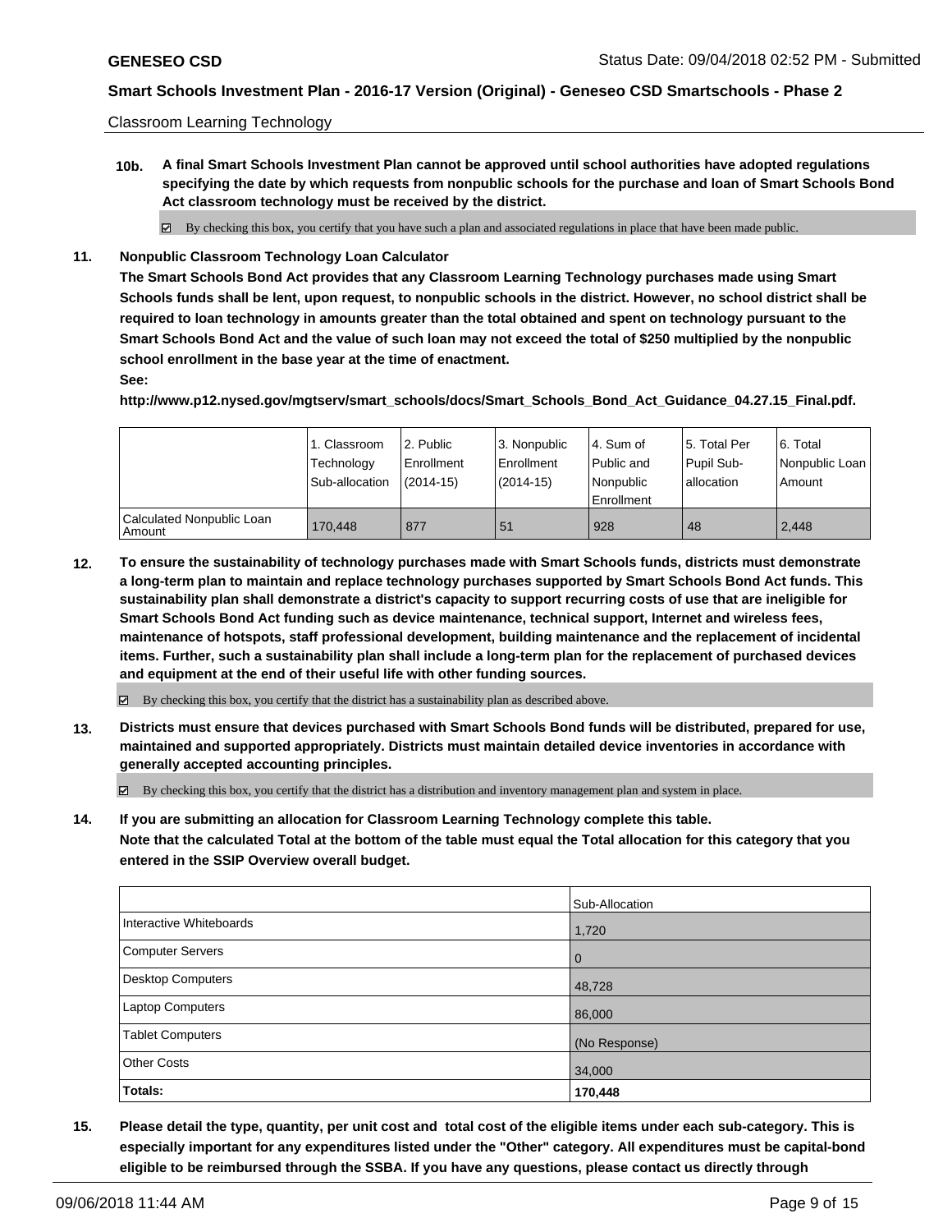Classroom Learning Technology

**10b. A final Smart Schools Investment Plan cannot be approved until school authorities have adopted regulations specifying the date by which requests from nonpublic schools for the purchase and loan of Smart Schools Bond Act classroom technology must be received by the district.**

☑ By checking this box, you certify that you have such a plan and associated regulations in place that have been made public.

**11. Nonpublic Classroom Technology Loan Calculator**

**The Smart Schools Bond Act provides that any Classroom Learning Technology purchases made using Smart Schools funds shall be lent, upon request, to nonpublic schools in the district. However, no school district shall be required to loan technology in amounts greater than the total obtained and spent on technology pursuant to the Smart Schools Bond Act and the value of such loan may not exceed the total of $250 multiplied by the nonpublic school enrollment in the base year at the time of enactment.**

**See:**

**http://www.p12.nysed.gov/mgtserv/smart_schools/docs/Smart_Schools_Bond_Act_Guidance_04.27.15_Final.pdf.**

| | 1. Classroom Technology Sub-allocation | 2. Public Enrollment (2014-15) | 3. Nonpublic Enrollment (2014-15) | 4. Sum of Public and Nonpublic Enrollment | 5. Total Per Pupil Sub-allocation | 6. Total Nonpublic Loan Amount |
|---|---|---|---|---|---|---|
| Calculated Nonpublic Loan Amount | 170,448 | 877 | 51 | 928 | 48 | 2,448 |

**12. To ensure the sustainability of technology purchases made with Smart Schools funds, districts must demonstrate a long-term plan to maintain and replace technology purchases supported by Smart Schools Bond Act funds. This sustainability plan shall demonstrate a district's capacity to support recurring costs of use that are ineligible for Smart Schools Bond Act funding such as device maintenance, technical support, Internet and wireless fees, maintenance of hotspots, staff professional development, building maintenance and the replacement of incidental items. Further, such a sustainability plan shall include a long-term plan for the replacement of purchased devices and equipment at the end of their useful life with other funding sources.**

☑ By checking this box, you certify that the district has a sustainability plan as described above.

**13. Districts must ensure that devices purchased with Smart Schools Bond funds will be distributed, prepared for use, maintained and supported appropriately. Districts must maintain detailed device inventories in accordance with generally accepted accounting principles.**

☑ By checking this box, you certify that the district has a distribution and inventory management plan and system in place.

**14. If you are submitting an allocation for Classroom Learning Technology complete this table. Note that the calculated Total at the bottom of the table must equal the Total allocation for this category that you entered in the SSIP Overview overall budget.**

| | Sub-Allocation |
|---|---|
| Interactive Whiteboards | 1,720 |
| Computer Servers | 0 |
| Desktop Computers | 48,728 |
| Laptop Computers | 86,000 |
| Tablet Computers | (No Response) |
| Other Costs | 34,000 |
| **Totals:** | **170,448** |

**15. Please detail the type, quantity, per unit cost and total cost of the eligible items under each sub-category. This is especially important for any expenditures listed under the "Other" category. All expenditures must be capital-bond eligible to be reimbursed through the SSBA. If you have any questions, please contact us directly through**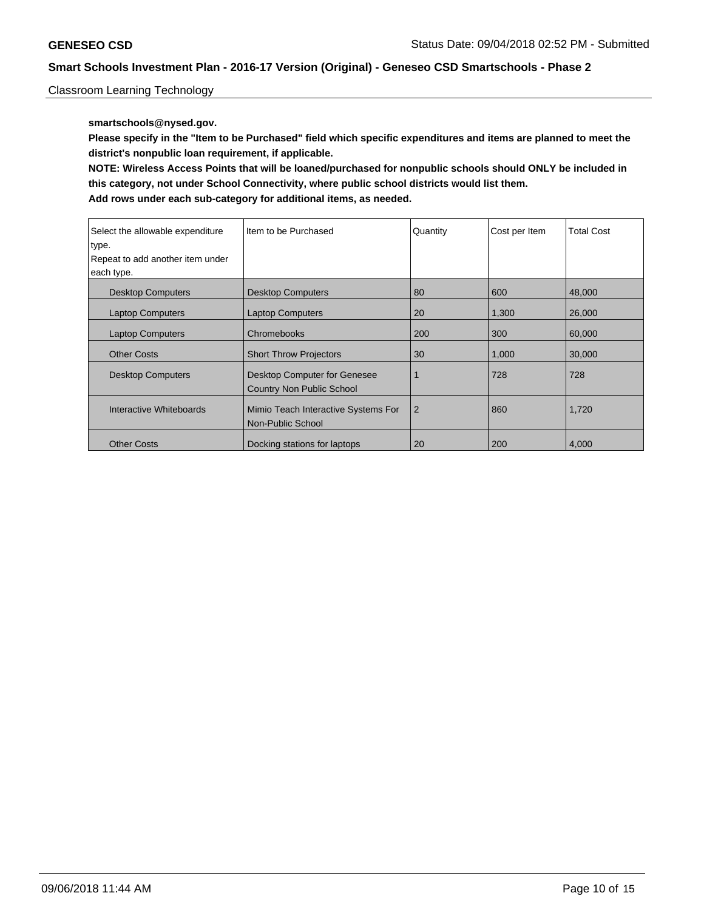Classroom Learning Technology

**smartschools@nysed.gov.**

**Please specify in the "Item to be Purchased" field which specific expenditures and items are planned to meet the district's nonpublic loan requirement, if applicable.**

**NOTE: Wireless Access Points that will be loaned/purchased for nonpublic schools should ONLY be included in this category, not under School Connectivity, where public school districts would list them.**

**Add rows under each sub-category for additional items, as needed.**

| Select the allowable expenditure type. Repeat to add another item under each type. | Item to be Purchased | Quantity | Cost per Item | Total Cost |
|---|---|---|---|---|
| Desktop Computers | Desktop Computers | 80 | 600 | 48,000 |
| Laptop Computers | Laptop Computers | 20 | 1,300 | 26,000 |
| Laptop Computers | Chromebooks | 200 | 300 | 60,000 |
| Other Costs | Short Throw Projectors | 30 | 1,000 | 30,000 |
| Desktop Computers | Desktop Computer for Genesee Country Non Public School | 1 | 728 | 728 |
| Interactive Whiteboards | Mimio Teach Interactive Systems For Non-Public School | 2 | 860 | 1,720 |
| Other Costs | Docking stations for laptops | 20 | 200 | 4,000 |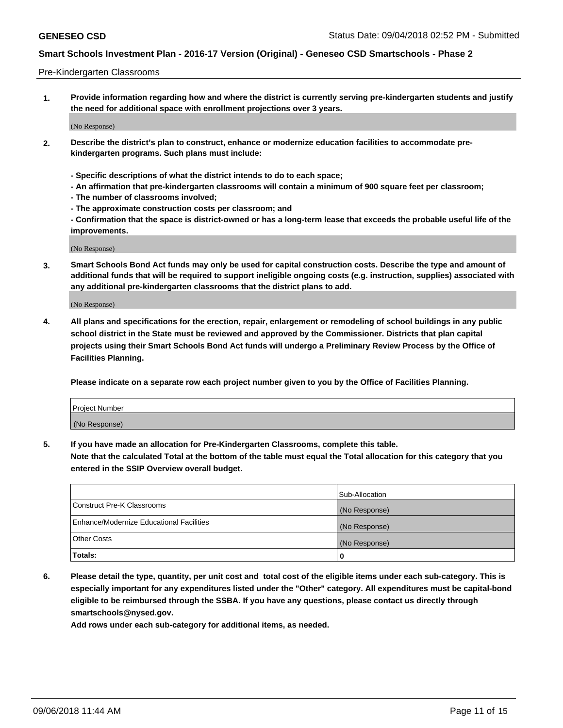Pre-Kindergarten Classrooms

**1. Provide information regarding how and where the district is currently serving pre-kindergarten students and justify the need for additional space with enrollment projections over 3 years.**

(No Response)

**2. Describe the district's plan to construct, enhance or modernize education facilities to accommodate pre-kindergarten programs. Such plans must include:**

**- Specific descriptions of what the district intends to do to each space;**
**- An affirmation that pre-kindergarten classrooms will contain a minimum of 900 square feet per classroom;**
**- The number of classrooms involved;**
**- The approximate construction costs per classroom; and**
**- Confirmation that the space is district-owned or has a long-term lease that exceeds the probable useful life of the improvements.**

(No Response)

**3. Smart Schools Bond Act funds may only be used for capital construction costs. Describe the type and amount of additional funds that will be required to support ineligible ongoing costs (e.g. instruction, supplies) associated with any additional pre-kindergarten classrooms that the district plans to add.**

(No Response)

**4. All plans and specifications for the erection, repair, enlargement or remodeling of school buildings in any public school district in the State must be reviewed and approved by the Commissioner. Districts that plan capital projects using their Smart Schools Bond Act funds will undergo a Preliminary Review Process by the Office of Facilities Planning.**

**Please indicate on a separate row each project number given to you by the Office of Facilities Planning.**

| Project Number |
|---|
| (No Response) |

**5. If you have made an allocation for Pre-Kindergarten Classrooms, complete this table.**
**Note that the calculated Total at the bottom of the table must equal the Total allocation for this category that you entered in the SSIP Overview overall budget.**

| | Sub-Allocation |
|---|---|
| Construct Pre-K Classrooms | (No Response) |
| Enhance/Modernize Educational Facilities | (No Response) |
| Other Costs | (No Response) |
| **Totals:** | **0** |

**6. Please detail the type, quantity, per unit cost and total cost of the eligible items under each sub-category. This is especially important for any expenditures listed under the "Other" category. All expenditures must be capital-bond eligible to be reimbursed through the SSBA. If you have any questions, please contact us directly through smartschools@nysed.gov.**
**Add rows under each sub-category for additional items, as needed.**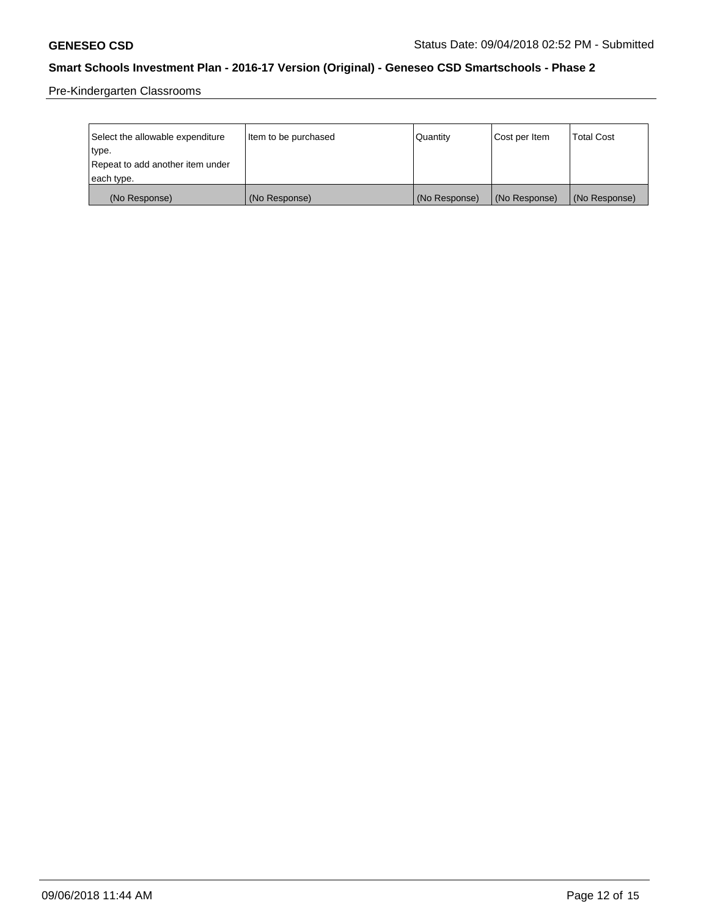Pre-Kindergarten Classrooms

| Select the allowable expenditure type. Repeat to add another item under each type. | Item to be purchased | Quantity | Cost per Item | Total Cost |
|---|---|---|---|---|
| (No Response) | (No Response) | (No Response) | (No Response) | (No Response) |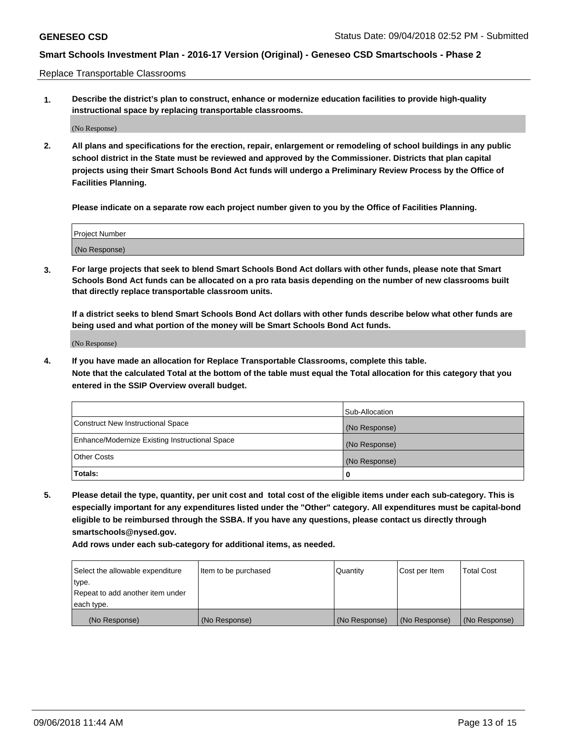Replace Transportable Classrooms

1. **Describe the district's plan to construct, enhance or modernize education facilities to provide high-quality instructional space by replacing transportable classrooms.**

(No Response)

2. **All plans and specifications for the erection, repair, enlargement or remodeling of school buildings in any public school district in the State must be reviewed and approved by the Commissioner. Districts that plan capital projects using their Smart Schools Bond Act funds will undergo a Preliminary Review Process by the Office of Facilities Planning.**

**Please indicate on a separate row each project number given to you by the Office of Facilities Planning.**

| Project Number |
| --- |
| (No Response) |

3. **For large projects that seek to blend Smart Schools Bond Act dollars with other funds, please note that Smart Schools Bond Act funds can be allocated on a pro rata basis depending on the number of new classrooms built that directly replace transportable classroom units.**

**If a district seeks to blend Smart Schools Bond Act dollars with other funds describe below what other funds are being used and what portion of the money will be Smart Schools Bond Act funds.**

(No Response)

4. **If you have made an allocation for Replace Transportable Classrooms, complete this table. Note that the calculated Total at the bottom of the table must equal the Total allocation for this category that you entered in the SSIP Overview overall budget.**

| | Sub-Allocation |
| --- | --- |
| Construct New Instructional Space | (No Response) |
| Enhance/Modernize Existing Instructional Space | (No Response) |
| Other Costs | (No Response) |
| **Totals:** | **0** |

5. **Please detail the type, quantity, per unit cost and total cost of the eligible items under each sub-category. This is especially important for any expenditures listed under the "Other" category. All expenditures must be capital-bond eligible to be reimbursed through the SSBA. If you have any questions, please contact us directly through smartschools@nysed.gov.**

**Add rows under each sub-category for additional items, as needed.**

| Select the allowable expenditure type. Repeat to add another item under each type. | Item to be purchased | Quantity | Cost per Item | Total Cost |
| --- | --- | --- | --- | --- |
| (No Response) | (No Response) | (No Response) | (No Response) | (No Response) |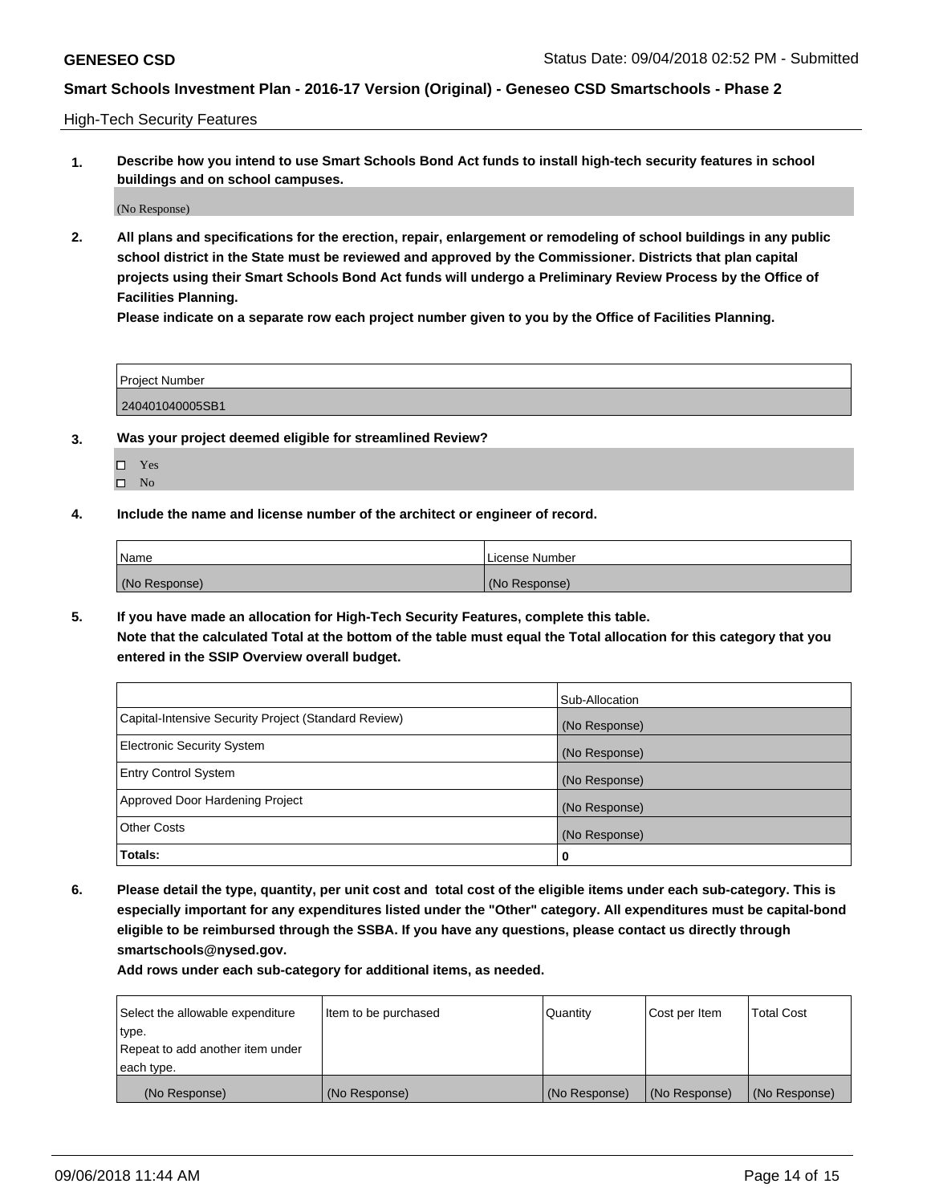High-Tech Security Features

**1. Describe how you intend to use Smart Schools Bond Act funds to install high-tech security features in school buildings and on school campuses.**

(No Response)

**2. All plans and specifications for the erection, repair, enlargement or remodeling of school buildings in any public school district in the State must be reviewed and approved by the Commissioner. Districts that plan capital projects using their Smart Schools Bond Act funds will undergo a Preliminary Review Process by the Office of Facilities Planning.**

**Please indicate on a separate row each project number given to you by the Office of Facilities Planning.**

| Project Number |
| --- |
| 240401040005SB1 |

**3. Was your project deemed eligible for streamlined Review?**

- ☐ Yes
- ☐ No

**4. Include the name and license number of the architect or engineer of record.**

| Name | License Number |
| --- | --- |
| (No Response) | (No Response) |

**5. If you have made an allocation for High-Tech Security Features, complete this table.**
**Note that the calculated Total at the bottom of the table must equal the Total allocation for this category that you entered in the SSIP Overview overall budget.**

| | Sub-Allocation |
| --- | --- |
| Capital-Intensive Security Project (Standard Review) | (No Response) |
| Electronic Security System | (No Response) |
| Entry Control System | (No Response) |
| Approved Door Hardening Project | (No Response) |
| Other Costs | (No Response) |
| **Totals:** | **0** |

**6. Please detail the type, quantity, per unit cost and total cost of the eligible items under each sub-category. This is especially important for any expenditures listed under the "Other" category. All expenditures must be capital-bond eligible to be reimbursed through the SSBA. If you have any questions, please contact us directly through smartschools@nysed.gov.**

**Add rows under each sub-category for additional items, as needed.**

| Select the allowable expenditure type. Repeat to add another item under each type. | Item to be purchased | Quantity | Cost per Item | Total Cost |
| --- | --- | --- | --- | --- |
| (No Response) | (No Response) | (No Response) | (No Response) | (No Response) |